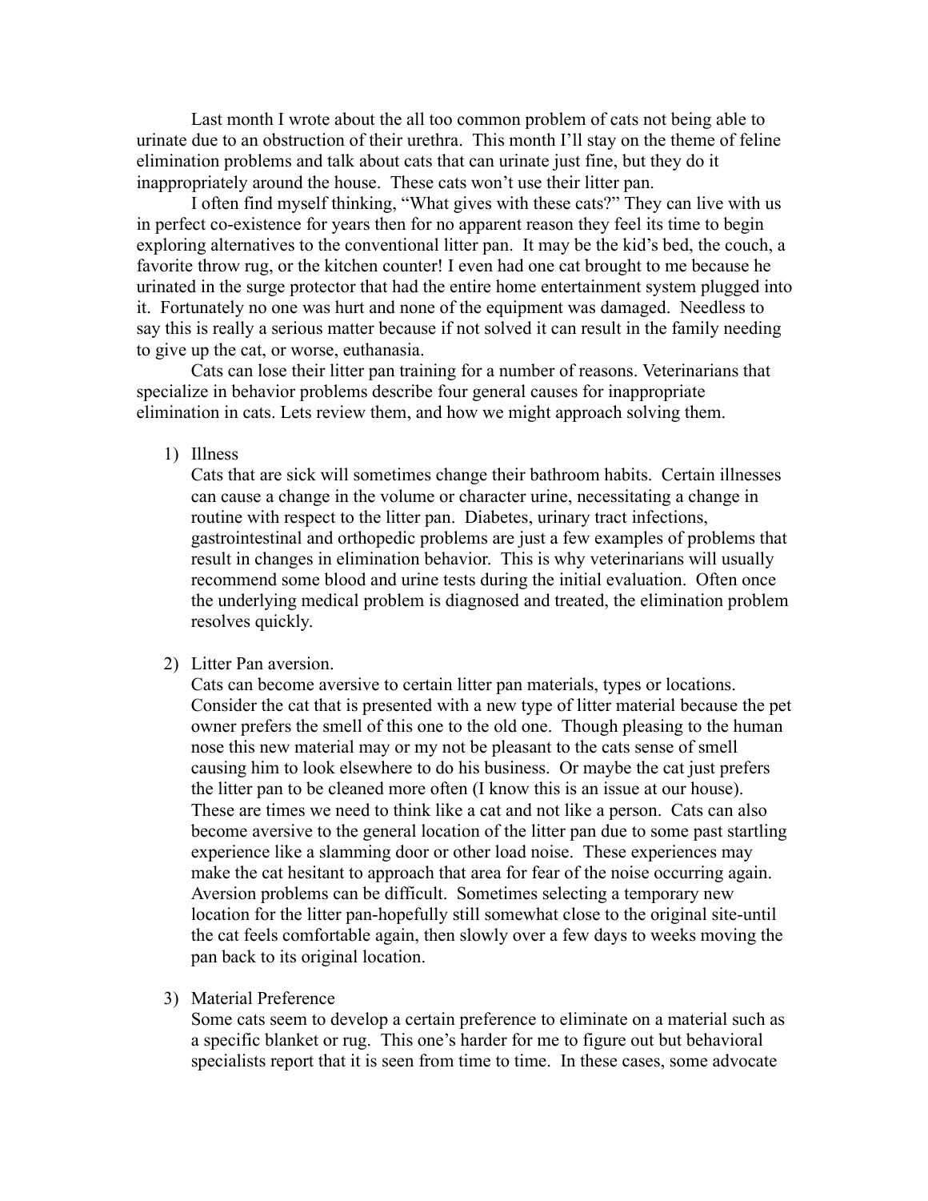Last month I wrote about the all too common problem of cats not being able to urinate due to an obstruction of their urethra. This month I'll stay on the theme of feline elimination problems and talk about cats that can urinate just fine, but they do it inappropriately around the house. These cats won't use their litter pan.

I often find myself thinking, "What gives with these cats?" They can live with us in perfect co-existence for years then for no apparent reason they feel its time to begin exploring alternatives to the conventional litter pan. It may be the kid's bed, the couch, a favorite throw rug, or the kitchen counter! I even had one cat brought to me because he urinated in the surge protector that had the entire home entertainment system plugged into it. Fortunately no one was hurt and none of the equipment was damaged. Needless to say this is really a serious matter because if not solved it can result in the family needing to give up the cat, or worse, euthanasia.

Cats can lose their litter pan training for a number of reasons. Veterinarians that specialize in behavior problems describe four general causes for inappropriate elimination in cats. Lets review them, and how we might approach solving them.

1) Illness
   Cats that are sick will sometimes change their bathroom habits. Certain illnesses can cause a change in the volume or character urine, necessitating a change in routine with respect to the litter pan. Diabetes, urinary tract infections, gastrointestinal and orthopedic problems are just a few examples of problems that result in changes in elimination behavior. This is why veterinarians will usually recommend some blood and urine tests during the initial evaluation. Often once the underlying medical problem is diagnosed and treated, the elimination problem resolves quickly.

2) Litter Pan aversion.
   Cats can become aversive to certain litter pan materials, types or locations. Consider the cat that is presented with a new type of litter material because the pet owner prefers the smell of this one to the old one. Though pleasing to the human nose this new material may or my not be pleasant to the cats sense of smell causing him to look elsewhere to do his business. Or maybe the cat just prefers the litter pan to be cleaned more often (I know this is an issue at our house). These are times we need to think like a cat and not like a person. Cats can also become aversive to the general location of the litter pan due to some past startling experience like a slamming door or other load noise. These experiences may make the cat hesitant to approach that area for fear of the noise occurring again. Aversion problems can be difficult. Sometimes selecting a temporary new location for the litter pan-hopefully still somewhat close to the original site-until the cat feels comfortable again, then slowly over a few days to weeks moving the pan back to its original location.

3) Material Preference
   Some cats seem to develop a certain preference to eliminate on a material such as a specific blanket or rug. This one's harder for me to figure out but behavioral specialists report that it is seen from time to time. In these cases, some advocate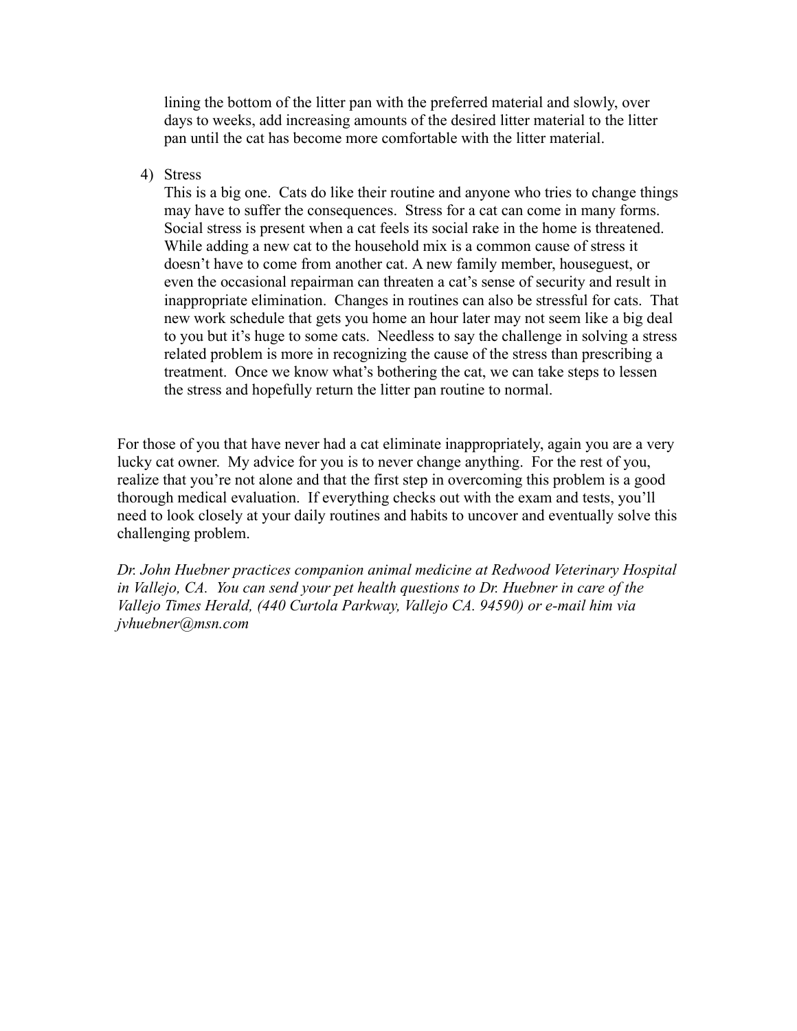lining the bottom of the litter pan with the preferred material and slowly, over days to weeks, add increasing amounts of the desired litter material to the litter pan until the cat has become more comfortable with the litter material.

4) Stress
   This is a big one. Cats do like their routine and anyone who tries to change things may have to suffer the consequences. Stress for a cat can come in many forms. Social stress is present when a cat feels its social rake in the home is threatened. While adding a new cat to the household mix is a common cause of stress it doesn't have to come from another cat. A new family member, houseguest, or even the occasional repairman can threaten a cat's sense of security and result in inappropriate elimination. Changes in routines can also be stressful for cats. That new work schedule that gets you home an hour later may not seem like a big deal to you but it's huge to some cats. Needless to say the challenge in solving a stress related problem is more in recognizing the cause of the stress than prescribing a treatment. Once we know what's bothering the cat, we can take steps to lessen the stress and hopefully return the litter pan routine to normal.

For those of you that have never had a cat eliminate inappropriately, again you are a very lucky cat owner. My advice for you is to never change anything. For the rest of you, realize that you're not alone and that the first step in overcoming this problem is a good thorough medical evaluation. If everything checks out with the exam and tests, you'll need to look closely at your daily routines and habits to uncover and eventually solve this challenging problem.

*Dr. John Huebner practices companion animal medicine at Redwood Veterinary Hospital in Vallejo, CA. You can send your pet health questions to Dr. Huebner in care of the Vallejo Times Herald, (440 Curtola Parkway, Vallejo CA. 94590) or e-mail him via jvhuebner@msn.com*